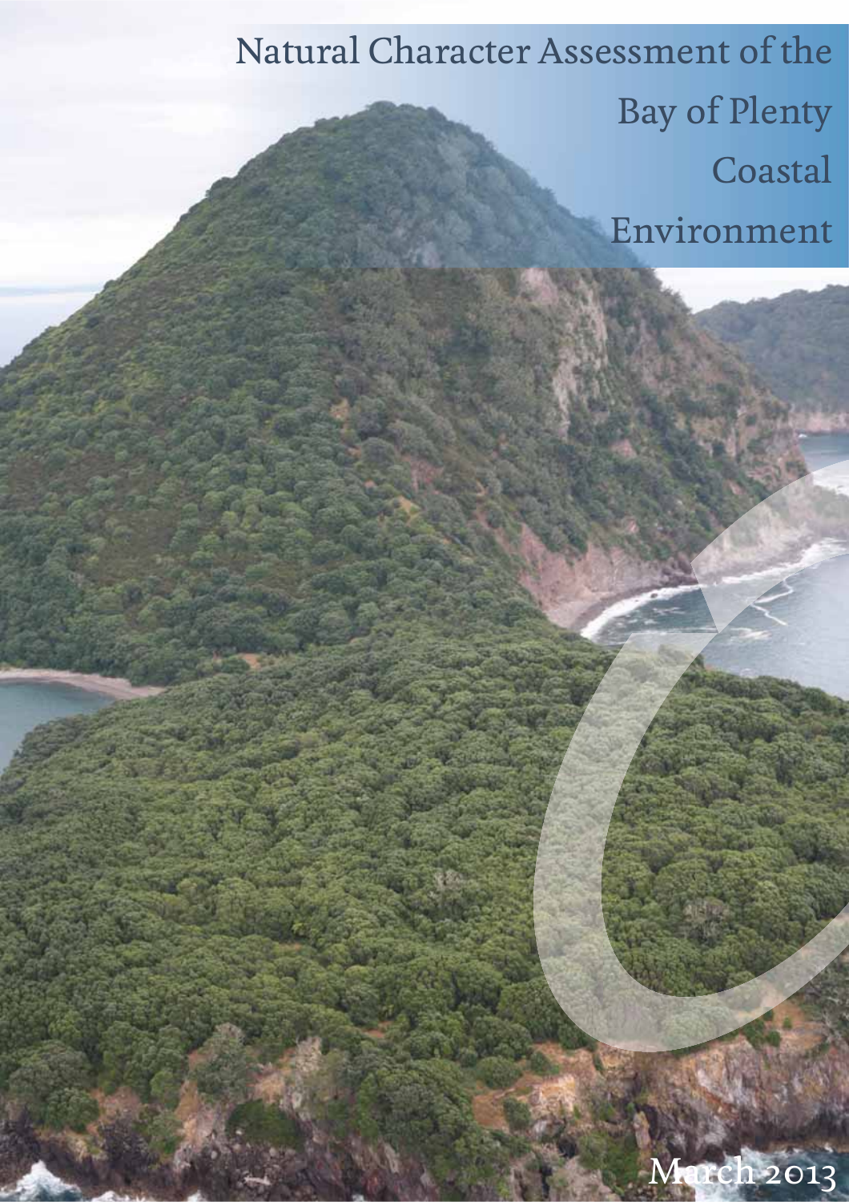# Natural Character Assessment of the Bay of Plenty Coastal Environment

March 2013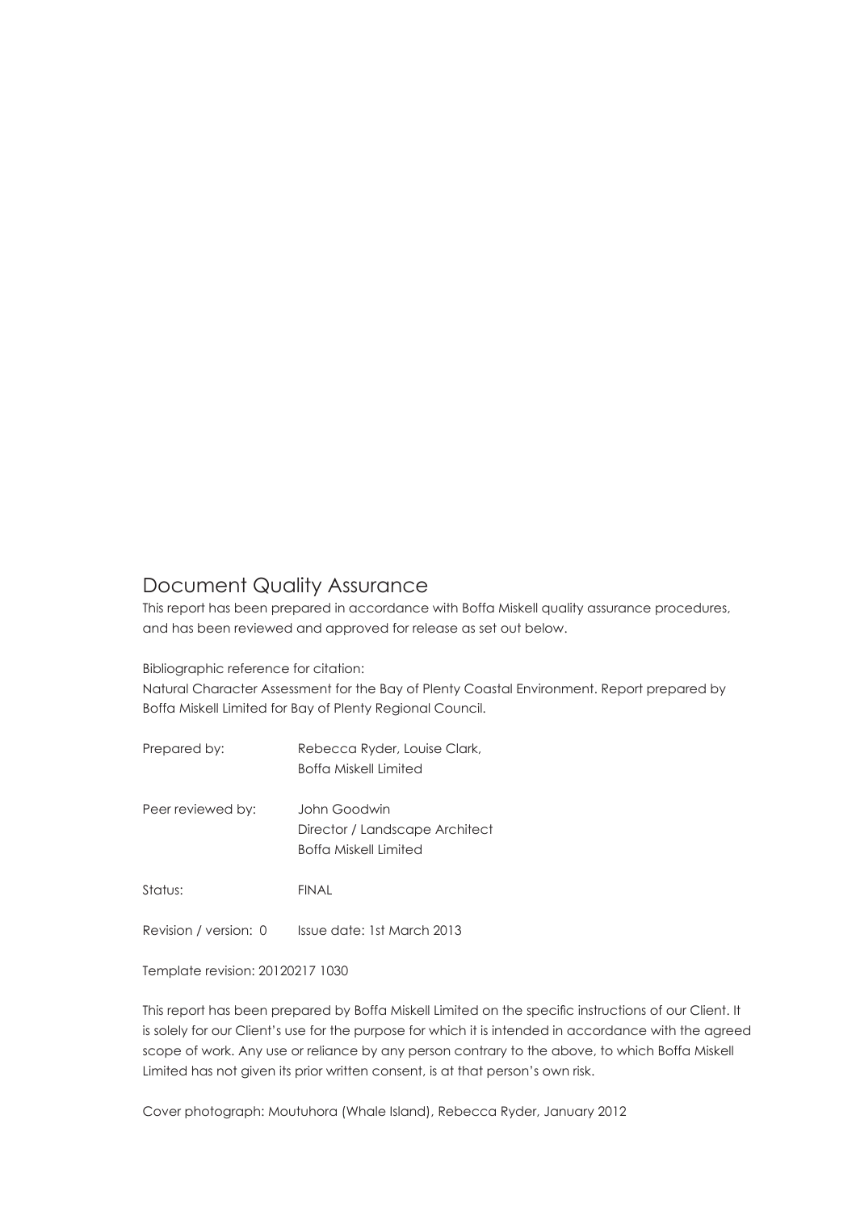# Document Quality Assurance

This report has been prepared in accordance with Boffa Miskell quality assurance procedures, and has been reviewed and approved for release as set out below.

Bibliographic reference for citation:
Natural Character Assessment for the Bay of Plenty Coastal Environment. Report prepared by Boffa Miskell Limited for Bay of Plenty Regional Council.

| | |
|---|---|
| Prepared by: | Rebecca Ryder, Louise Clark,<br>Boffa Miskell Limited |
| Peer reviewed by: | John Goodwin<br>Director / Landscape Architect<br>Boffa Miskell Limited |
| Status: | FINAL |
| Revision / version: 0 | Issue date: 1st March 2013 |

Template revision: 20120217 1030

This report has been prepared by Boffa Miskell Limited on the specific instructions of our Client. It is solely for our Client's use for the purpose for which it is intended in accordance with the agreed scope of work. Any use or reliance by any person contrary to the above, to which Boffa Miskell Limited has not given its prior written consent, is at that person's own risk.

Cover photograph: Moutuhora (Whale Island), Rebecca Ryder, January 2012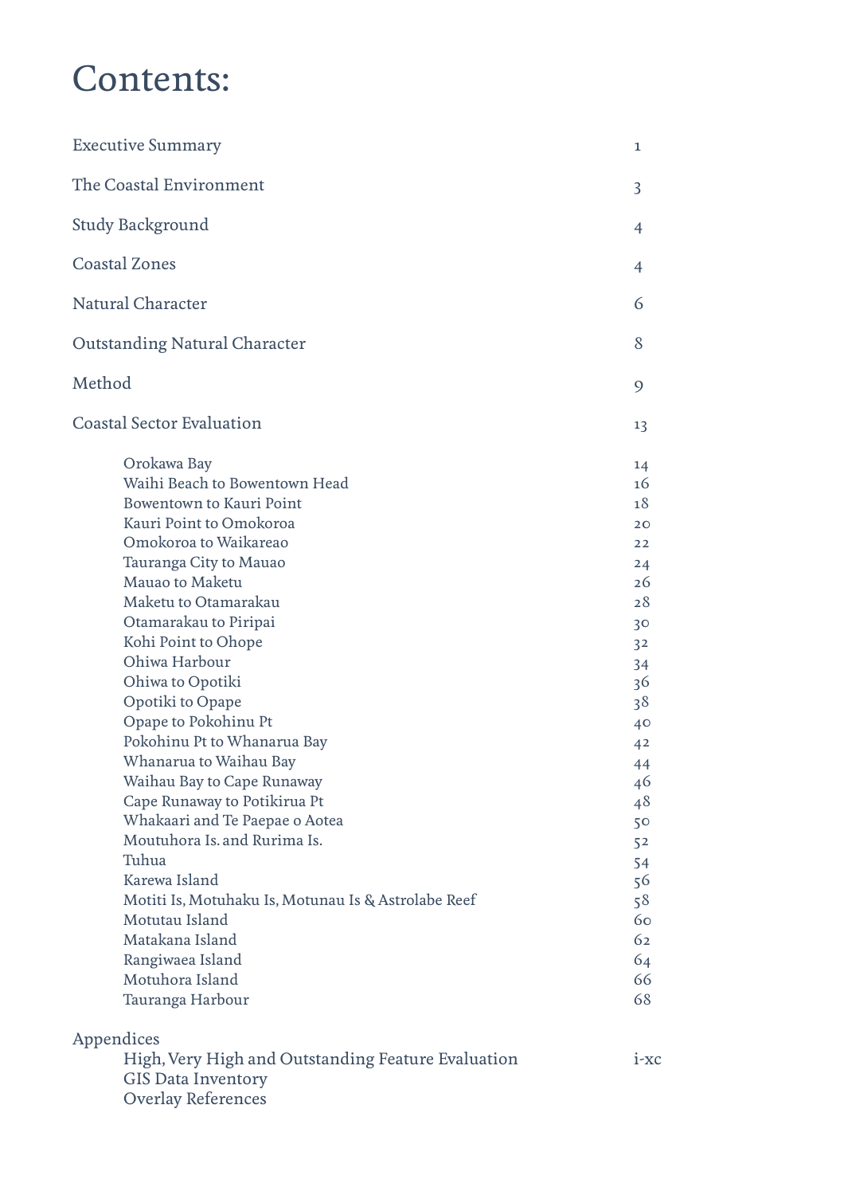# Contents:

| | |
|---|---|
| Executive Summary | 1 |
| The Coastal Environment | 3 |
| Study Background | 4 |
| Coastal Zones | 4 |
| Natural Character | 6 |
| Outstanding Natural Character | 8 |
| Method | 9 |
| Coastal Sector Evaluation | 13 |
| Orokawa Bay | 14 |
| Waihi Beach to Bowentown Head | 16 |
| Bowentown to Kauri Point | 18 |
| Kauri Point to Omokoroa | 20 |
| Omokoroa to Waikareao | 22 |
| Tauranga City to Mauao | 24 |
| Mauao to Maketu | 26 |
| Maketu to Otamarakau | 28 |
| Otamarakau to Piripai | 30 |
| Kohi Point to Ohope | 32 |
| Ohiwa Harbour | 34 |
| Ohiwa to Opotiki | 36 |
| Opotiki to Opape | 38 |
| Opape to Pokohinu Pt | 40 |
| Pokohinu Pt to Whanarua Bay | 42 |
| Whanarua to Waihau Bay | 44 |
| Waihau Bay to Cape Runaway | 46 |
| Cape Runaway to Potikirua Pt | 48 |
| Whakaari and Te Paepae o Aotea | 50 |
| Moutuhora Is. and Rurima Is. | 52 |
| Tuhua | 54 |
| Karewa Island | 56 |
| Motiti Is, Motuhaku Is, Motunau Is & Astrolabe Reef | 58 |
| Motutau Island | 60 |
| Matakana Island | 62 |
| Rangiwaea Island | 64 |
| Motuhora Island | 66 |
| Tauranga Harbour | 68 |
| Appendices | |
| High, Very High and Outstanding Feature Evaluation | i-xc |
| GIS Data Inventory | |
| Overlay References | |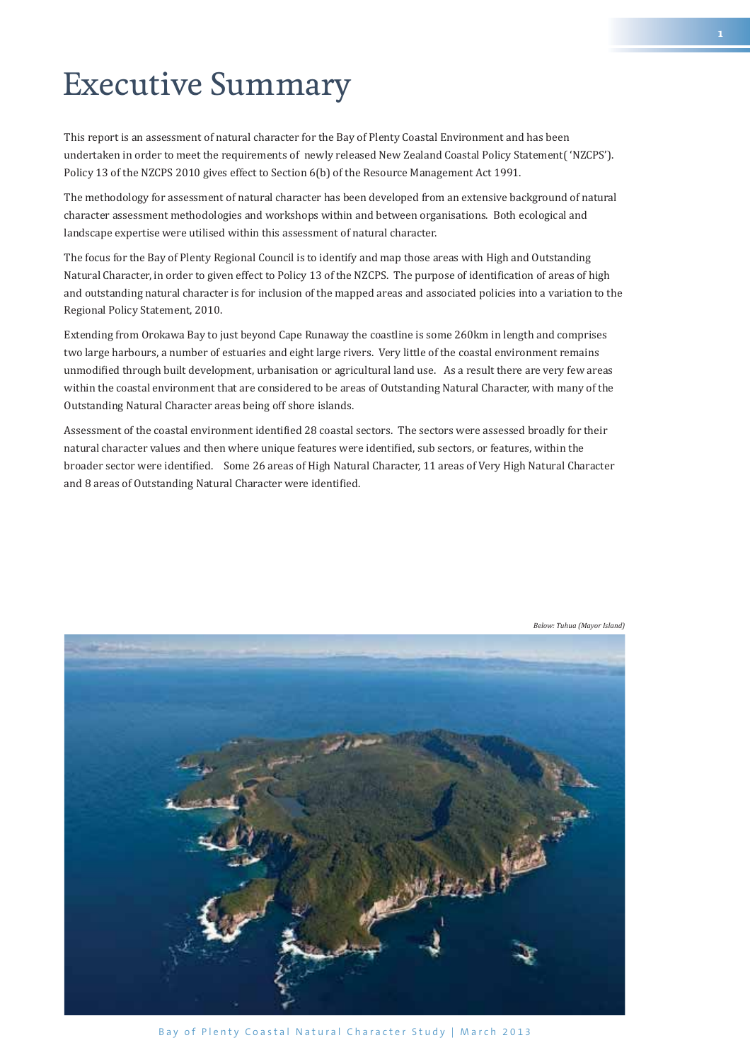# Executive Summary

This report is an assessment of natural character for the Bay of Plenty Coastal Environment and has been undertaken in order to meet the requirements of newly released New Zealand Coastal Policy Statement( 'NZCPS'). Policy 13 of the NZCPS 2010 gives effect to Section 6(b) of the Resource Management Act 1991.

The methodology for assessment of natural character has been developed from an extensive background of natural character assessment methodologies and workshops within and between organisations. Both ecological and landscape expertise were utilised within this assessment of natural character.

The focus for the Bay of Plenty Regional Council is to identify and map those areas with High and Outstanding Natural Character, in order to given effect to Policy 13 of the NZCPS. The purpose of identification of areas of high and outstanding natural character is for inclusion of the mapped areas and associated policies into a variation to the Regional Policy Statement, 2010.

Extending from Orokawa Bay to just beyond Cape Runaway the coastline is some 260km in length and comprises two large harbours, a number of estuaries and eight large rivers. Very little of the coastal environment remains unmodified through built development, urbanisation or agricultural land use. As a result there are very few areas within the coastal environment that are considered to be areas of Outstanding Natural Character, with many of the Outstanding Natural Character areas being off shore islands.

Assessment of the coastal environment identified 28 coastal sectors. The sectors were assessed broadly for their natural character values and then where unique features were identified, sub sectors, or features, within the broader sector were identified. Some 26 areas of High Natural Character, 11 areas of Very High Natural Character and 8 areas of Outstanding Natural Character were identified.

*Below: Tuhua (Mayor Island)*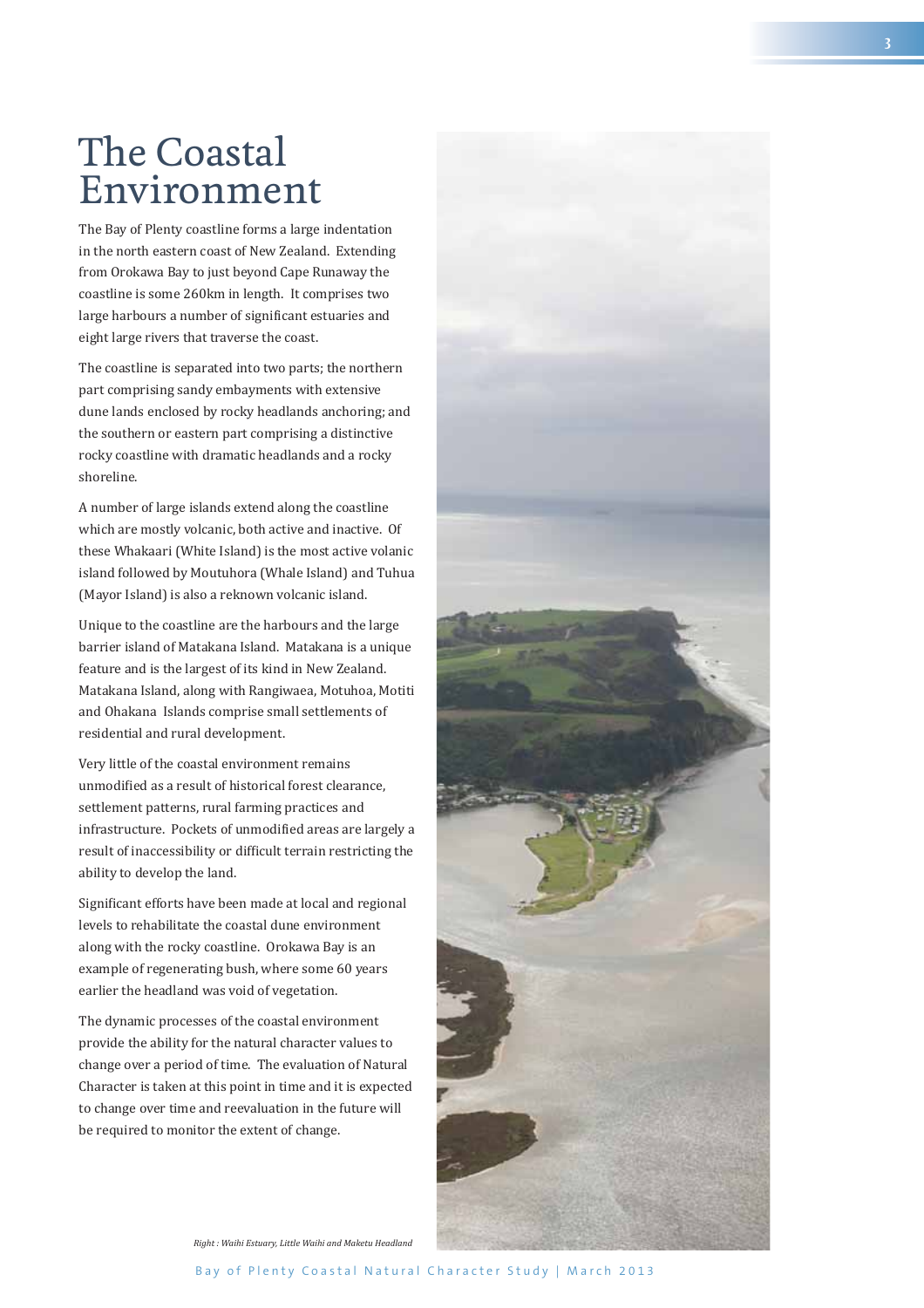# The Coastal Environment

The Bay of Plenty coastline forms a large indentation in the north eastern coast of New Zealand. Extending from Orokawa Bay to just beyond Cape Runaway the coastline is some 260km in length. It comprises two large harbours a number of significant estuaries and eight large rivers that traverse the coast.

The coastline is separated into two parts; the northern part comprising sandy embayments with extensive dune lands enclosed by rocky headlands anchoring; and the southern or eastern part comprising a distinctive rocky coastline with dramatic headlands and a rocky shoreline.

A number of large islands extend along the coastline which are mostly volcanic, both active and inactive. Of these Whakaari (White Island) is the most active volanic island followed by Moutuhora (Whale Island) and Tuhua (Mayor Island) is also a reknown volcanic island.

Unique to the coastline are the harbours and the large barrier island of Matakana Island. Matakana is a unique feature and is the largest of its kind in New Zealand. Matakana Island, along with Rangiwaea, Motuhoa, Motiti and Ohakana Islands comprise small settlements of residential and rural development.

Very little of the coastal environment remains unmodified as a result of historical forest clearance, settlement patterns, rural farming practices and infrastructure. Pockets of unmodified areas are largely a result of inaccessibility or difficult terrain restricting the ability to develop the land.

Significant efforts have been made at local and regional levels to rehabilitate the coastal dune environment along with the rocky coastline. Orokawa Bay is an example of regenerating bush, where some 60 years earlier the headland was void of vegetation.

The dynamic processes of the coastal environment provide the ability for the natural character values to change over a period of time. The evaluation of Natural Character is taken at this point in time and it is expected to change over time and reevaluation in the future will be required to monitor the extent of change.

*Right : Waihi Estuary, Little Waihi and Maketu Headland*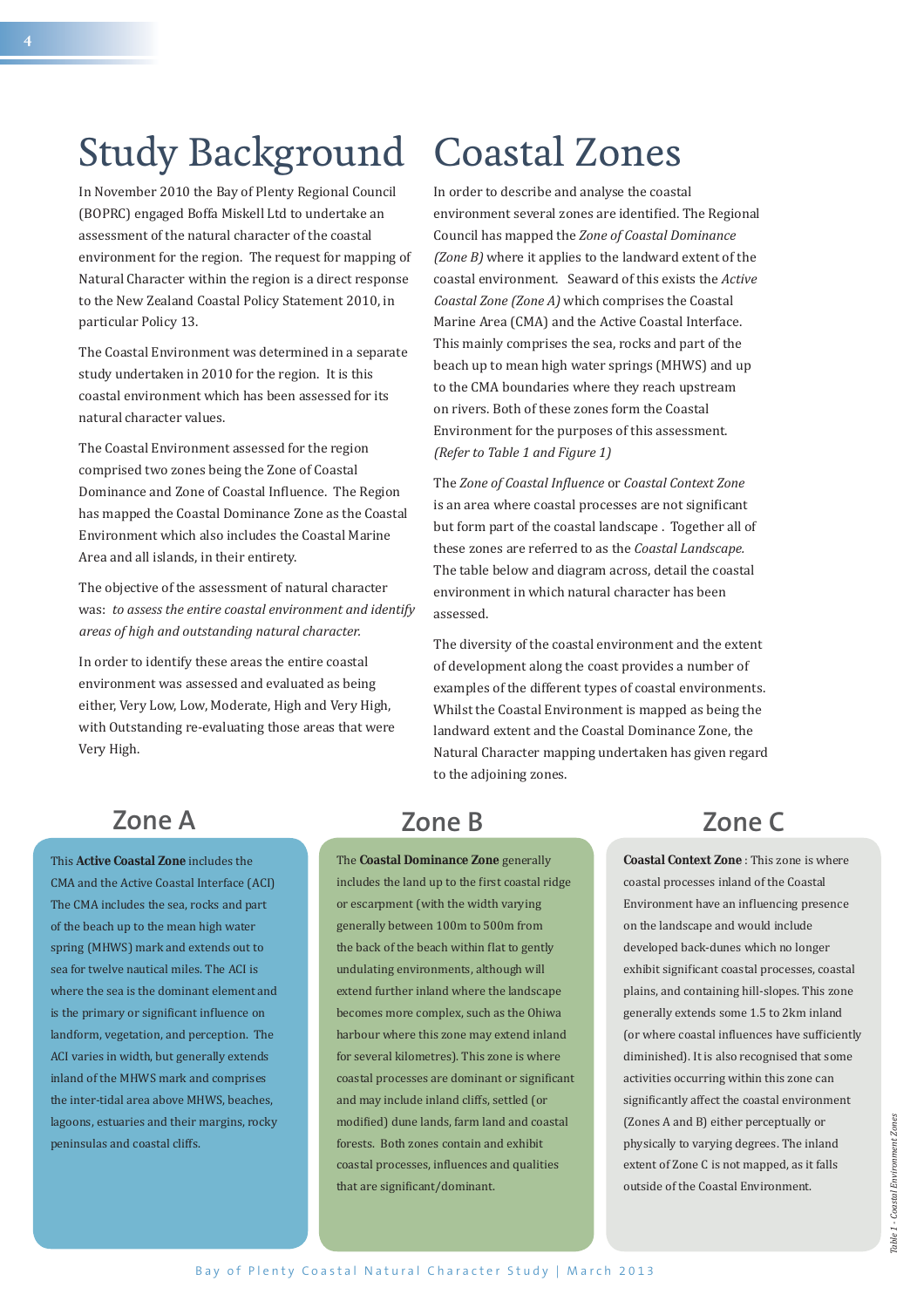# Study Background

In November 2010 the Bay of Plenty Regional Council (BOPRC) engaged Boffa Miskell Ltd to undertake an assessment of the natural character of the coastal environment for the region. The request for mapping of Natural Character within the region is a direct response to the New Zealand Coastal Policy Statement 2010, in particular Policy 13.

The Coastal Environment was determined in a separate study undertaken in 2010 for the region. It is this coastal environment which has been assessed for its natural character values.

The Coastal Environment assessed for the region comprised two zones being the Zone of Coastal Dominance and Zone of Coastal Influence. The Region has mapped the Coastal Dominance Zone as the Coastal Environment which also includes the Coastal Marine Area and and all islands, in their entirety.

The objective of the assessment of natural character was: *to assess the entire coastal environment and identify areas of high and outstanding natural character.*

In order to identify these areas the entire coastal environment was assessed and evaluated as being either, Very Low, Low, Moderate, High and Very High, with Outstanding re-evaluating those areas that were Very High.

# Coastal Zones

In order to describe and analyse the coastal environment several zones are identified. The Regional Council has mapped the *Zone of Coastal Dominance (Zone B)* where it applies to the landward extent of the coastal environment. Seaward of this exists the *Active Coastal Zone (Zone A)* which comprises the Coastal Marine Area (CMA) and the Active Coastal Interface. This mainly comprises the sea, rocks and part of the beach up to mean high water springs (MHWS) and up to the CMA boundaries where they reach upstream on rivers. Both of these zones form the Coastal Environment for the purposes of this assessment. *(Refer to Table 1 and Figure 1)*

The *Zone of Coastal Influence* or *Coastal Context Zone* is an area where coastal processes are not significant but form part of the coastal landscape . Together all of these zones are referred to as the *Coastal Landscape.* The table below and diagram across, detail the coastal environment in which natural character has been assessed.

The diversity of the coastal environment and the extent of development along the coast provides a number of examples of the different types of coastal environments. Whilst the Coastal Environment is mapped as being the landward extent and the Coastal Dominance Zone, the Natural Character mapping undertaken has given regard to the adjoining zones.

| Zone A | Zone B | Zone C |
|---|---|---|
| This **Active Coastal Zone** includes the CMA and the Active Coastal Interface (ACI) The CMA includes the sea, rocks and part of the beach up to the mean high water spring (MHWS) mark and extends out to sea for twelve nautical miles. The ACI is where the sea is the dominant element and is the primary or significant influence on landform, vegetation, and perception. The ACI varies in width, but generally extends inland of the MHWS mark and comprises the inter-tidal area above MHWS, beaches, lagoons, estuaries and their margins, rocky peninsulas and coastal cliffs. | The **Coastal Dominance Zone** generally includes the land up to the first coastal ridge or escarpment (with the width varying generally between 100m to 500m from the back of the beach within flat to gently undulating environments, although will extend further inland where the landscape becomes more complex, such as the Ohiwa harbour where this zone may extend inland for several kilometres). This zone is where coastal processes are dominant or significant and may include inland cliffs, settled (or modified) dune lands, farm land and coastal forests. Both zones contain and exhibit coastal processes, influences and qualities that are significant/dominant. | **Coastal Context Zone** : This zone is where coastal processes inland of the Coastal Environment have an influencing presence on the landscape and would include developed back-dunes which no longer exhibit significant coastal processes, coastal plains, and containing hill-slopes. This zone generally extends some 1.5 to 2km inland (or where coastal influences have sufficiently diminished). It is also recognised that some activities occurring within this zone can significantly affect the coastal environment (Zones A and B) either perceptually or physically to varying degrees. The inland extent of Zone C is not mapped, as it falls outside of the Coastal Environment. |

*Table 1 - Coastal Environment Zones*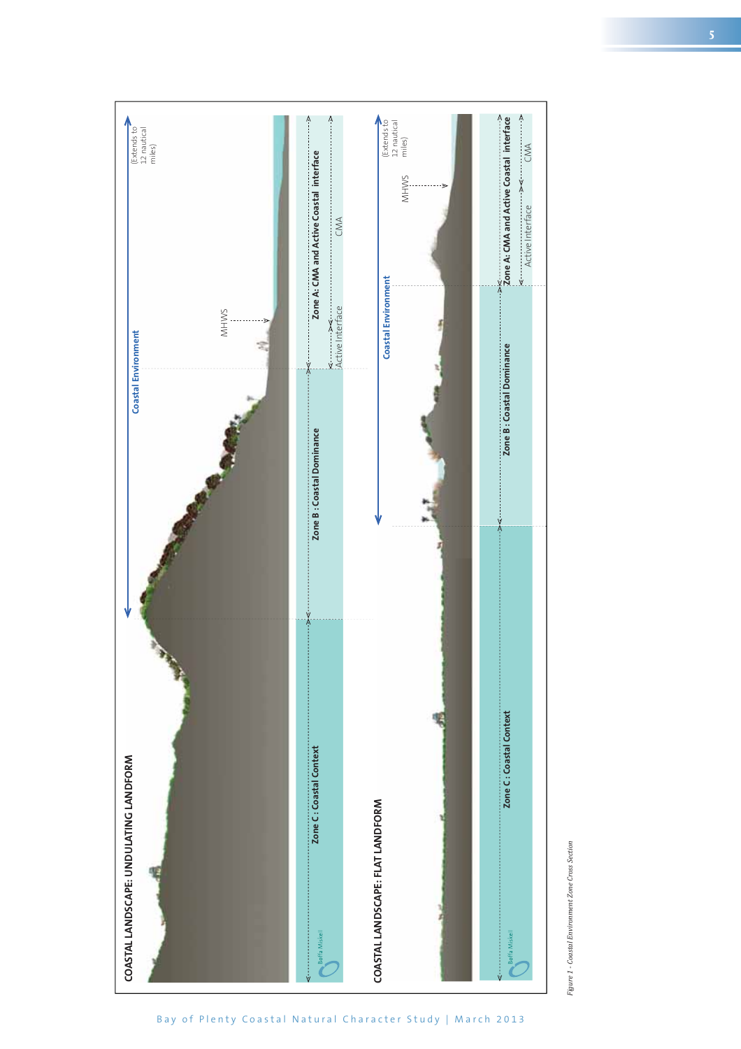## COASTAL LANDSCAPE: UNDULATING LANDFORM

Coastal Environment

(Extends to 12 nautical miles)

MHWS

Zone A: CMA and Active Coastal interface

Active Interface

CMA

Zone B : Coastal Dominance

Zone C : Coastal Context

Boffa Miskell

## COASTAL LANDSCAPE: FLAT LANDFORM

Coastal Environment

(Extends to 12 nautical miles)

MHWS

Zone A: CMA and Active Coastal interface

Active Interface

CMA

Zone B : Coastal Dominance

Zone C : Coastal Context

Boffa Miskell

*Figure 1 - Coastal Environment Zone Cross Section*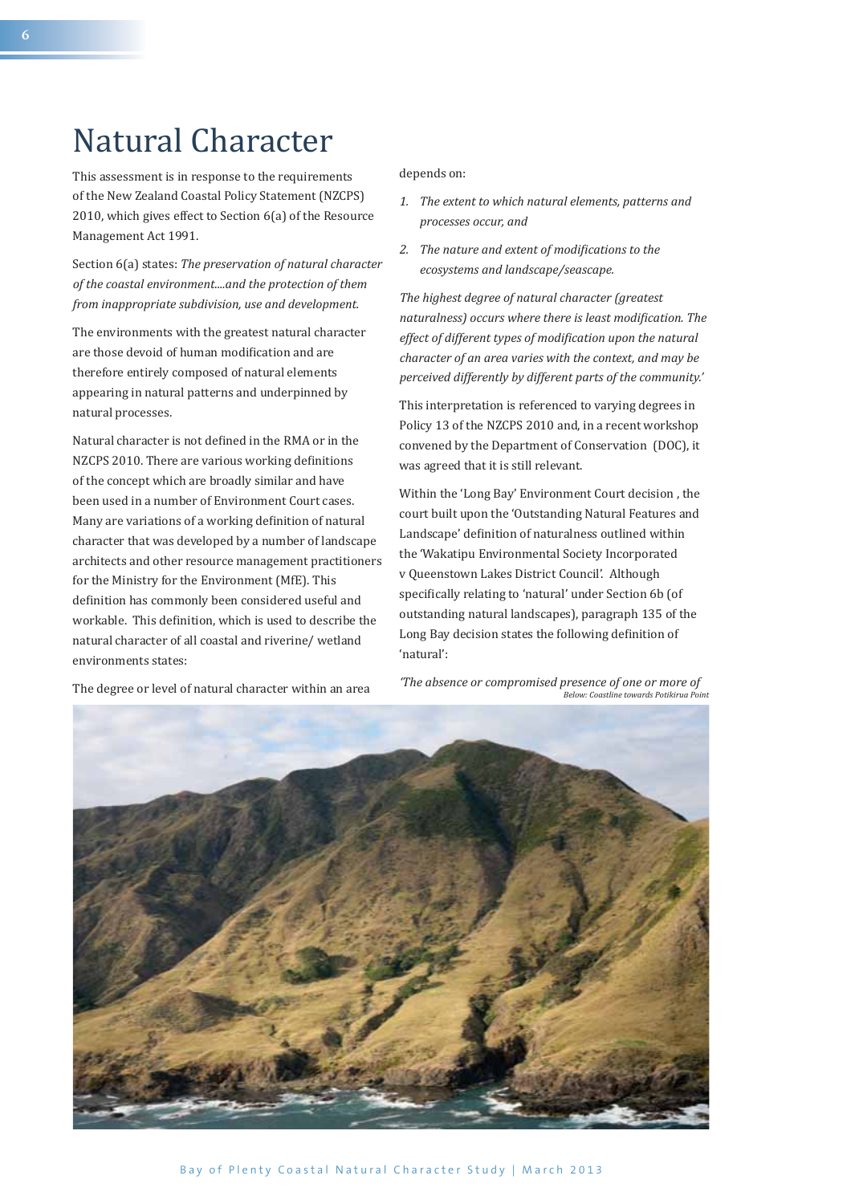# Natural Character

This assessment is in response to the requirements of the New Zealand Coastal Policy Statement (NZCPS) 2010, which gives effect to Section 6(a) of the Resource Management Act 1991.

Section 6(a) states: *The preservation of natural character of the coastal environment....and the protection of them from inappropriate subdivision, use and development.*

The environments with the greatest natural character are those devoid of human modification and are therefore entirely composed of natural elements appearing in natural patterns and underpinned by natural processes.

Natural character is not defined in the RMA or in the NZCPS 2010. There are various working definitions of the concept which are broadly similar and have been used in a number of Environment Court cases. Many are variations of a working definition of natural character that was developed by a number of landscape architects and other resource management practitioners for the Ministry for the Environment (MfE). This definition has commonly been considered useful and workable. This definition, which is used to describe the natural character of all coastal and riverine/ wetland environments states:

The degree or level of natural character within an area depends on:

1. *The extent to which natural elements, patterns and processes occur, and*
2. *The nature and extent of modifications to the ecosystems and landscape/seascape.*

*The highest degree of natural character (greatest naturalness) occurs where there is least modification. The effect of different types of modification upon the natural character of an area varies with the context, and may be perceived differently by different parts of the community.'*

This interpretation is referenced to varying degrees in Policy 13 of the NZCPS 2010 and, in a recent workshop convened by the Department of Conservation (DOC), it was agreed that it is still relevant.

Within the 'Long Bay' Environment Court decision , the court built upon the 'Outstanding Natural Features and Landscape' definition of naturalness outlined within the 'Wakatipu Environmental Society Incorporated v Queenstown Lakes District Council'. Although specifically relating to 'natural' under Section 6b (of outstanding natural landscapes), paragraph 135 of the Long Bay decision states the following definition of 'natural':

*'The absence or compromised presence of one or more of*

Below: Coastline towards Potikirua Point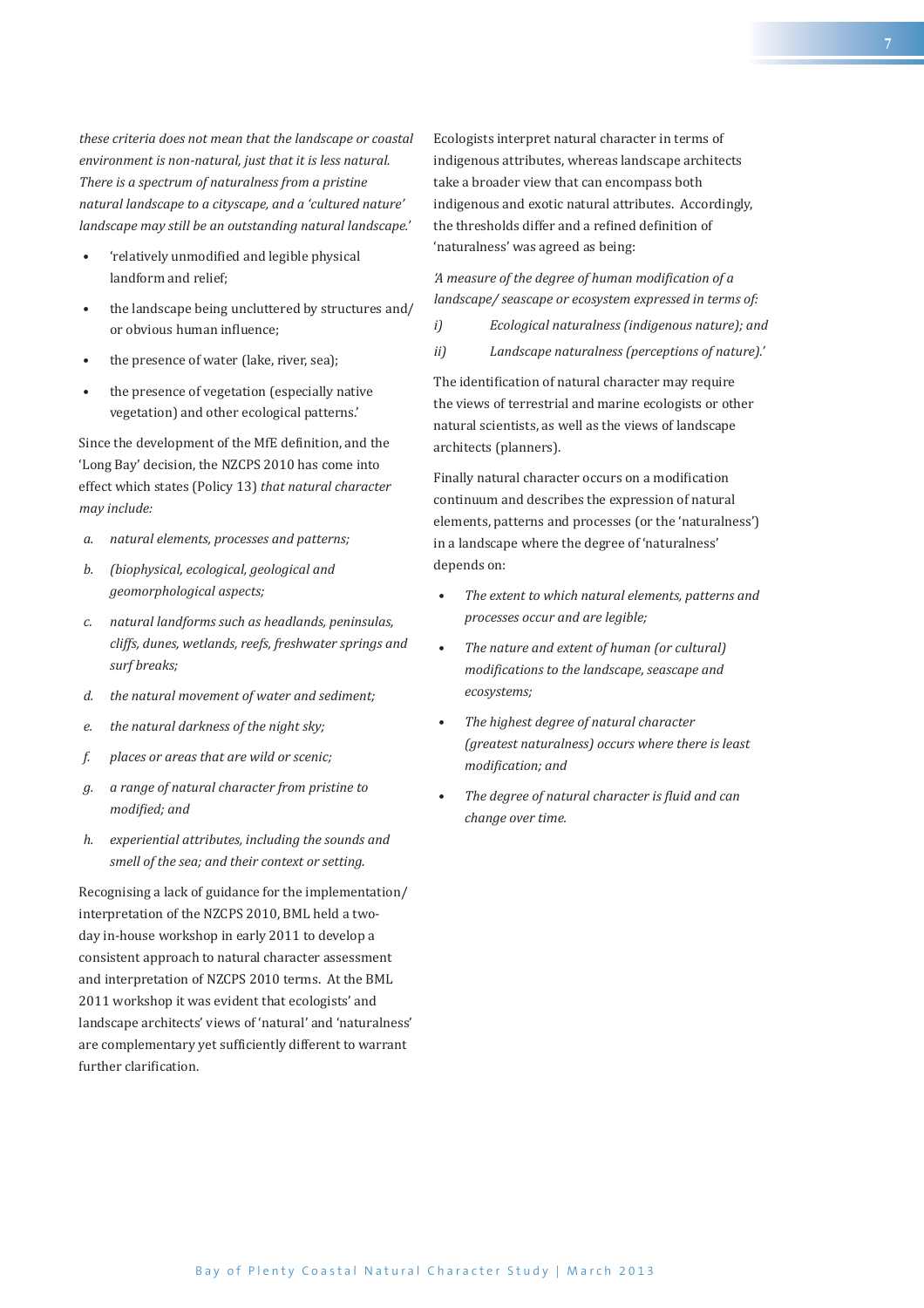*these criteria does not mean that the landscape or coastal environment is non-natural, just that it is less natural. There is a spectrum of naturalness from a pristine natural landscape to a cityscape, and a 'cultured nature' landscape may still be an outstanding natural landscape.'*

- 'relatively unmodified and legible physical landform and relief;
- the landscape being uncluttered by structures and/ or obvious human influence;
- the presence of water (lake, river, sea);
- the presence of vegetation (especially native vegetation) and other ecological patterns.'

Since the development of the MfE definition, and the 'Long Bay' decision, the NZCPS 2010 has come into effect which states (Policy 13) *that natural character may include:*

*a. natural elements, processes and patterns;*

*b. (biophysical, ecological, geological and geomorphological aspects;*

*c. natural landforms such as headlands, peninsulas, cliffs, dunes, wetlands, reefs, freshwater springs and surf breaks;*

*d. the natural movement of water and sediment;*

*e. the natural darkness of the night sky;*

*f. places or areas that are wild or scenic;*

*g. a range of natural character from pristine to modified; and*

*h. experiential attributes, including the sounds and smell of the sea; and their context or setting.*

Recognising a lack of guidance for the implementation/ interpretation of the NZCPS 2010, BML held a two-day in-house workshop in early 2011 to develop a consistent approach to natural character assessment and interpretation of NZCPS 2010 terms. At the BML 2011 workshop it was evident that ecologists' and landscape architects' views of 'natural' and 'naturalness' are complementary yet sufficiently different to warrant further clarification.

Ecologists interpret natural character in terms of indigenous attributes, whereas landscape architects take a broader view that can encompass both indigenous and exotic natural attributes. Accordingly, the thresholds differ and a refined definition of 'naturalness' was agreed as being:

*'A measure of the degree of human modification of a landscape/ seascape or ecosystem expressed in terms of:*

*i) Ecological naturalness (indigenous nature); and*

*ii) Landscape naturalness (perceptions of nature).'*

The identification of natural character may require the views of terrestrial and marine ecologists or other natural scientists, as well as the views of landscape architects (planners).

Finally natural character occurs on a modification continuum and describes the expression of natural elements, patterns and processes (or the 'naturalness') in a landscape where the degree of 'naturalness' depends on:

- *The extent to which natural elements, patterns and processes occur and are legible;*
- *The nature and extent of human (or cultural) modifications to the landscape, seascape and ecosystems;*
- *The highest degree of natural character (greatest naturalness) occurs where there is least modification; and*
- *The degree of natural character is fluid and can change over time.*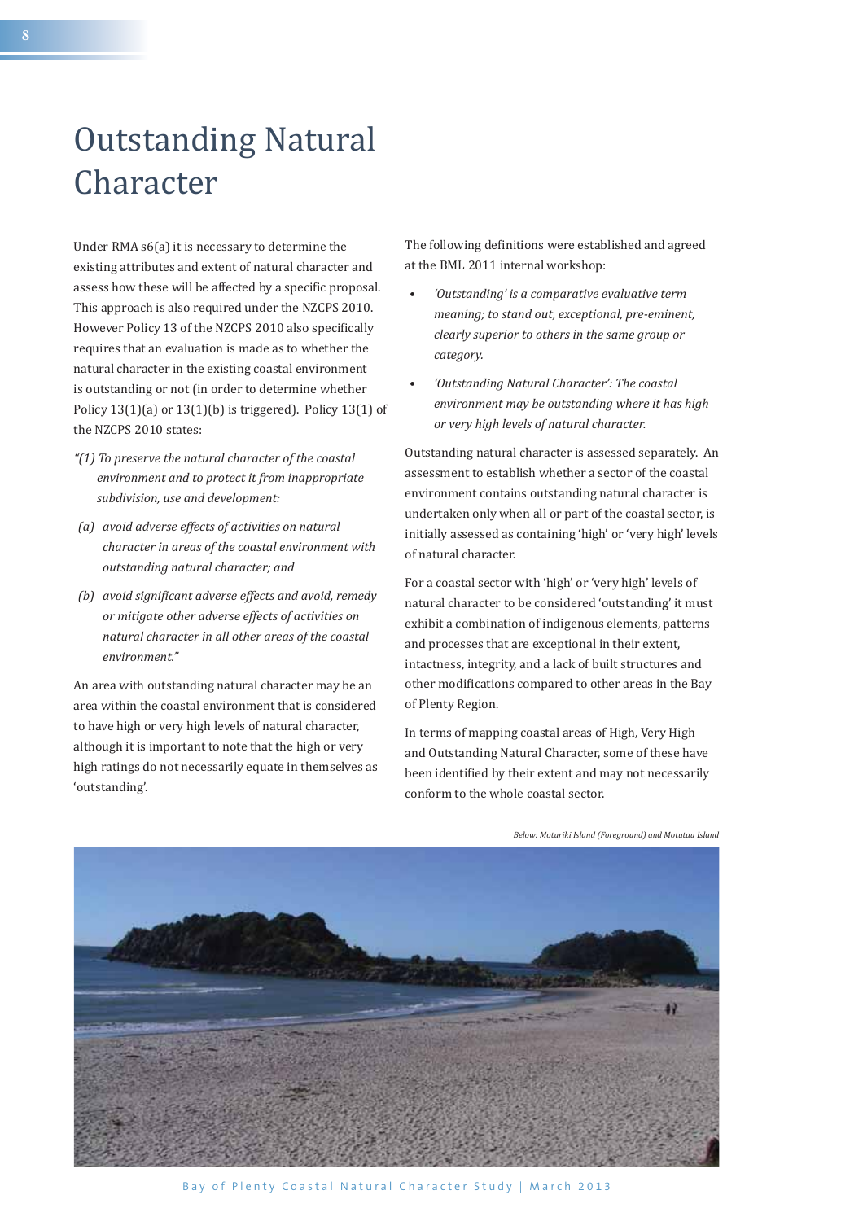# Outstanding Natural Character

Under RMA s6(a) it is necessary to determine the existing attributes and extent of natural character and assess how these will be affected by a specific proposal. This approach is also required under the NZCPS 2010. However Policy 13 of the NZCPS 2010 also specifically requires that an evaluation is made as to whether the natural character in the existing coastal environment is outstanding or not (in order to determine whether Policy 13(1)(a) or 13(1)(b) is triggered). Policy 13(1) of the NZCPS 2010 states:

*"(1) To preserve the natural character of the coastal environment and to protect it from inappropriate subdivision, use and development:*

*(a) avoid adverse effects of activities on natural character in areas of the coastal environment with outstanding natural character; and*

*(b) avoid significant adverse effects and avoid, remedy or mitigate other adverse effects of activities on natural character in all other areas of the coastal environment."*

An area with outstanding natural character may be an area within the coastal environment that is considered to have high or very high levels of natural character, although it is important to note that the high or very high ratings do not necessarily equate in themselves as 'outstanding'.

The following definitions were established and agreed at the BML 2011 internal workshop:

- *'Outstanding' is a comparative evaluative term meaning; to stand out, exceptional, pre-eminent, clearly superior to others in the same group or category.*
- *'Outstanding Natural Character': The coastal environment may be outstanding where it has high or very high levels of natural character.*

Outstanding natural character is assessed separately. An assessment to establish whether a sector of the coastal environment contains outstanding natural character is undertaken only when all or part of the coastal sector, is initially assessed as containing 'high' or 'very high' levels of natural character.

For a coastal sector with 'high' or 'very high' levels of natural character to be considered 'outstanding' it must exhibit a combination of indigenous elements, patterns and processes that are exceptional in their extent, intactness, integrity, and a lack of built structures and other modifications compared to other areas in the Bay of Plenty Region.

In terms of mapping coastal areas of High, Very High and Outstanding Natural Character, some of these have been identified by their extent and may not necessarily conform to the whole coastal sector.

*Below: Moturiki Island (Foreground) and Motutau Island*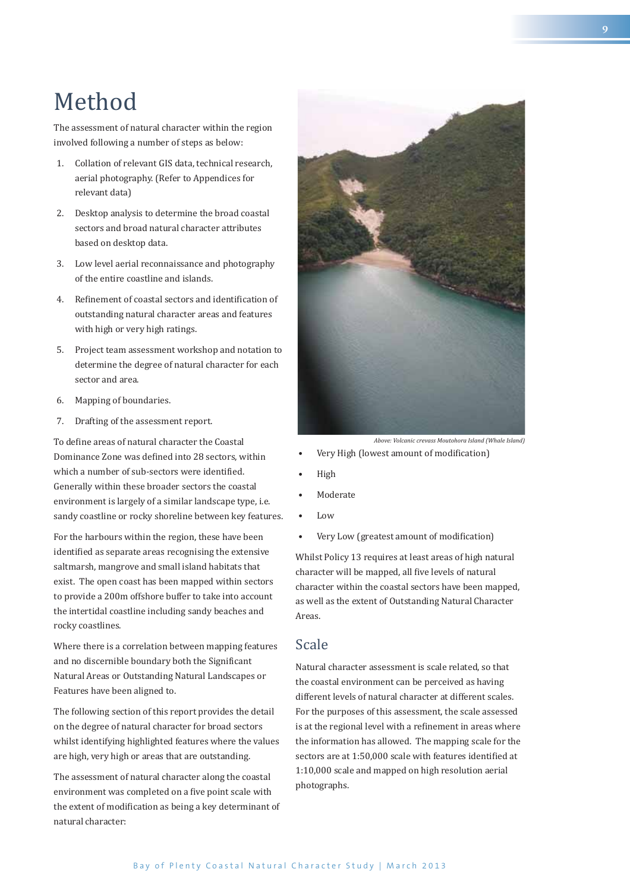# Method

The assessment of natural character within the region involved following a number of steps as below:

1. Collation of relevant GIS data, technical research, aerial photography. (Refer to Appendices for relevant data)
2. Desktop analysis to determine the broad coastal sectors and broad natural character attributes based on desktop data.
3. Low level aerial reconnaissance and photography of the entire coastline and islands.
4. Refinement of coastal sectors and identification of outstanding natural character areas and features with high or very high ratings.
5. Project team assessment workshop and notation to determine the degree of natural character for each sector and area.
6. Mapping of boundaries.
7. Drafting of the assessment report.

To define areas of natural character the Coastal Dominance Zone was defined into 28 sectors, within which a number of sub-sectors were identified. Generally within these broader sectors the coastal environment is largely of a similar landscape type, i.e. sandy coastline or rocky shoreline between key features.

For the harbours within the region, these have been identified as separate areas recognising the extensive saltmarsh, mangrove and small island habitats that exist. The open coast has been mapped within sectors to provide a 200m offshore buffer to take into account the intertidal coastline including sandy beaches and rocky coastlines.

Where there is a correlation between mapping features and no discernible boundary both the Significant Natural Areas or Outstanding Natural Landscapes or Features have been aligned to.

The following section of this report provides the detail on the degree of natural character for broad sectors whilst identifying highlighted features where the values are high, very high or areas that are outstanding.

The assessment of natural character along the coastal environment was completed on a five point scale with the extent of modification as being a key determinant of natural character:

*Above: Volcanic crevass Moutohora Island (Whale Island)*

- Very High (lowest amount of modification)
- High
- Moderate
- Low
- Very Low (greatest amount of modification)

Whilst Policy 13 requires at least areas of high natural character will be mapped, all five levels of natural character within the coastal sectors have been mapped, as well as the extent of Outstanding Natural Character Areas.

## Scale

Natural character assessment is scale related, so that the coastal environment can be perceived as having different levels of natural character at different scales. For the purposes of this assessment, the scale assessed is at the regional level with a refinement in areas where the information has allowed. The mapping scale for the sectors are at 1:50,000 scale with features identified at 1:10,000 scale and mapped on high resolution aerial photographs.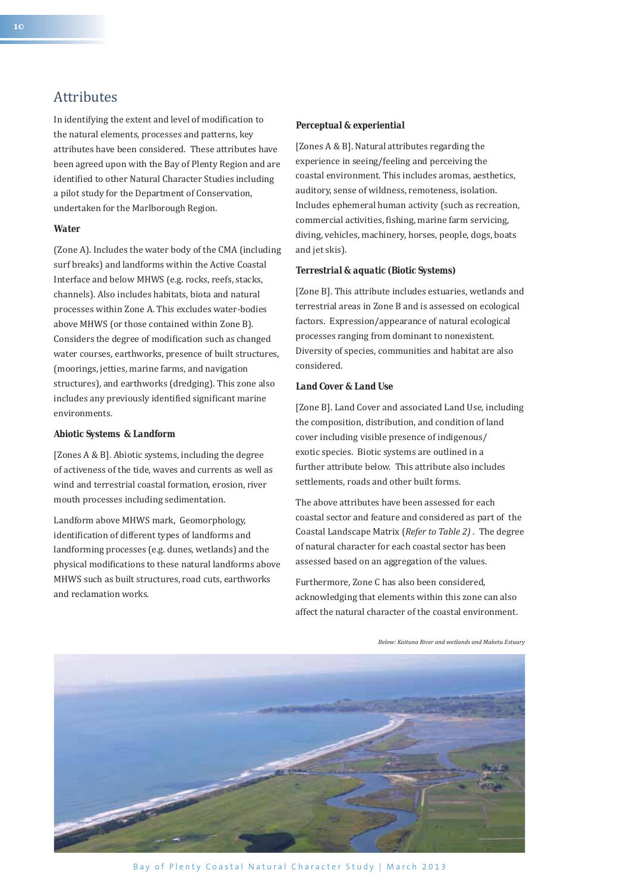## Attributes

In identifying the extent and level of modification to the natural elements, processes and patterns, key attributes have been considered. These attributes have been agreed upon with the Bay of Plenty Region and are identified to other Natural Character Studies including a pilot study for the Department of Conservation, undertaken for the Marlborough Region.

### Water

(Zone A). Includes the water body of the CMA (including surf breaks) and landforms within the Active Coastal Interface and below MHWS (e.g. rocks, reefs, stacks, channels). Also includes habitats, biota and natural processes within Zone A. This excludes water-bodies above MHWS (or those contained within Zone B). Considers the degree of modification such as changed water courses, earthworks, presence of built structures, (moorings, jetties, marine farms, and navigation structures), and earthworks (dredging). This zone also includes any previously identified significant marine environments.

### Abiotic Systems & Landform

[Zones A & B]. Abiotic systems, including the degree of activeness of the tide, waves and currents as well as wind and terrestrial coastal formation, erosion, river mouth processes including sedimentation.

Landform above MHWS mark, Geomorphology, identification of different types of landforms and landforming processes (e.g. dunes, wetlands) and the physical modifications to these natural landforms above MHWS such as built structures, road cuts, earthworks and reclamation works.

### Perceptual & experiential

[Zones A & B]. Natural attributes regarding the experience in seeing/feeling and perceiving the coastal environment. This includes aromas, aesthetics, auditory, sense of wildness, remoteness, isolation. Includes ephemeral human activity (such as recreation, commercial activities, fishing, marine farm servicing, diving, vehicles, machinery, horses, people, dogs, boats and jet skis).

### Terrestrial & aquatic (Biotic Systems)

[Zone B]. This attribute includes estuaries, wetlands and terrestrial areas in Zone B and is assessed on ecological factors. Expression/appearance of natural ecological processes ranging from dominant to nonexistent. Diversity of species, communities and habitat are also considered.

### Land Cover & Land Use

[Zone B]. Land Cover and associated Land Use, including the composition, distribution, and condition of land cover including visible presence of indigenous/exotic species. Biotic systems are outlined in a further attribute below. This attribute also includes settlements, roads and other built forms.

The above attributes have been assessed for each coastal sector and feature and considered as part of the the Coastal Landscape Matrix (*Refer to Table 2)* . The degree of natural character for each coastal sector has been assessed based on an aggregation of the values.

Furthermore, Zone C has also been considered, acknowledging that elements within this zone can also affect the natural character of the coastal environment.

*Below: Kaituna River and wetlands and Maketu Estuary*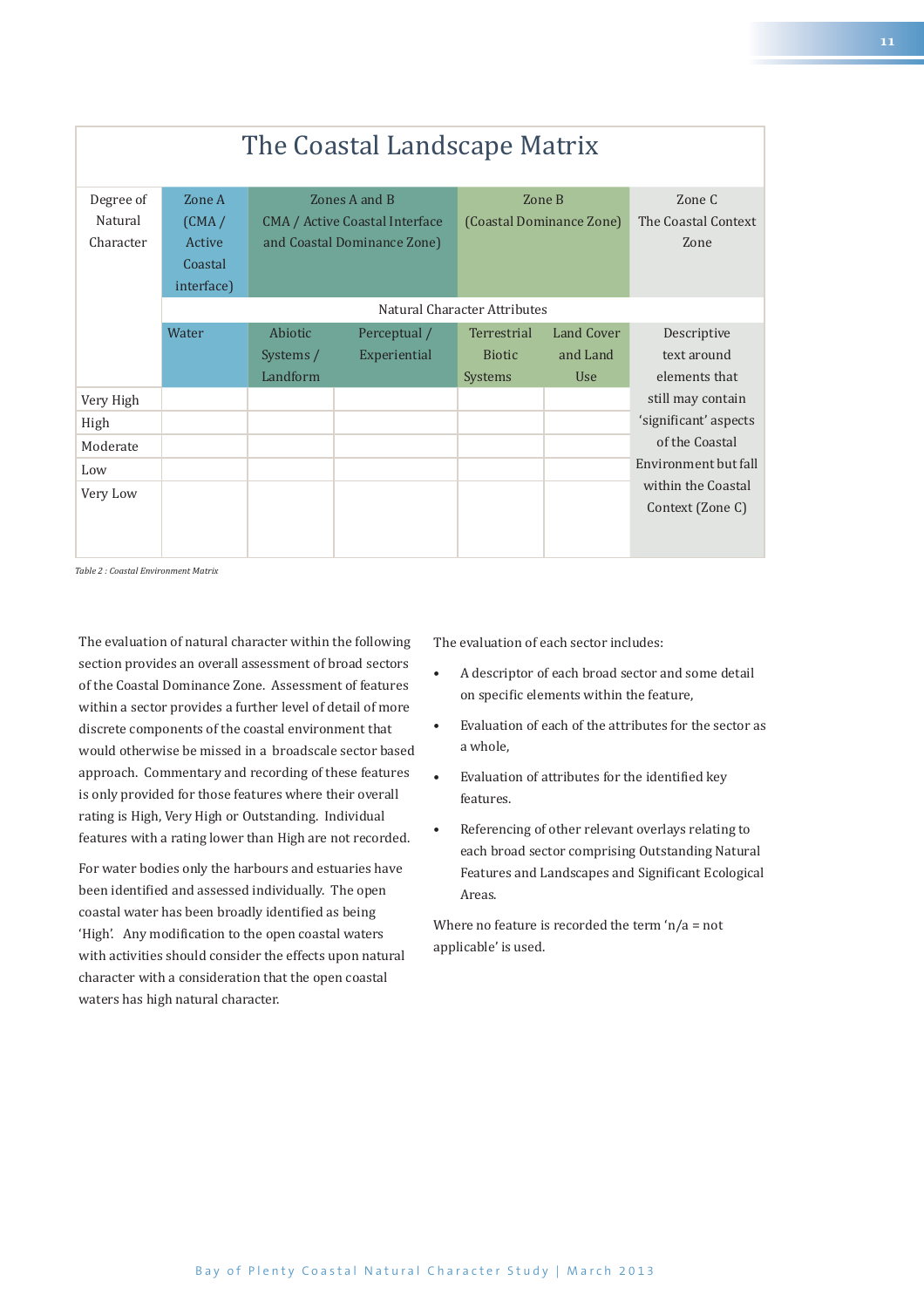## The Coastal Landscape Matrix

| Degree of Natural Character | Zone A (CMA / Active Coastal interface) | Zones A and B CMA / Active Coastal Interface and Coastal Dominance Zone) | | Zone B (Coastal Dominance Zone) | | Zone C The Coastal Context Zone |
|---|---|---|---|---|---|---|
| | Natural Character Attributes | | | | | |
| | Water | Abiotic Systems / Landform | Perceptual / Experiential | Terrestrial Biotic Systems | Land Cover and Land Use | Descriptive text around elements that still may contain 'significant' aspects of the Coastal Environment but fall within the Coastal Context (Zone C) |
| Very High | | | | | | |
| High | | | | | | |
| Moderate | | | | | | |
| Low | | | | | | |
| Very Low | | | | | | |

*Table 2 : Coastal Environment Matrix*

The evaluation of natural character within the following section provides an overall assessment of broad sectors of the Coastal Dominance Zone. Assessment of features within a sector provides a further level of detail of more discrete components of the coastal environment that would otherwise be missed in a broadscale sector based approach. Commentary and recording of these features is only provided for those features where their overall rating is High, Very High or Outstanding. Individual features with a rating lower than High are not recorded.

For water bodies only the harbours and estuaries have been identified and assessed individually. The open coastal water has been broadly identified as being 'High'. Any modification to the open coastal waters with activities should consider the effects upon natural character with a consideration that the open coastal waters has high natural character.

The evaluation of each sector includes:

- A descriptor of each broad sector and some detail on specific elements within the feature,
- Evaluation of each of the attributes for the sector as a whole,
- Evaluation of attributes for the identified key features.
- Referencing of other relevant overlays relating to each broad sector comprising Outstanding Natural Features and Landscapes and Significant Ecological Areas.

Where no feature is recorded the term 'n/a = not applicable' is used.